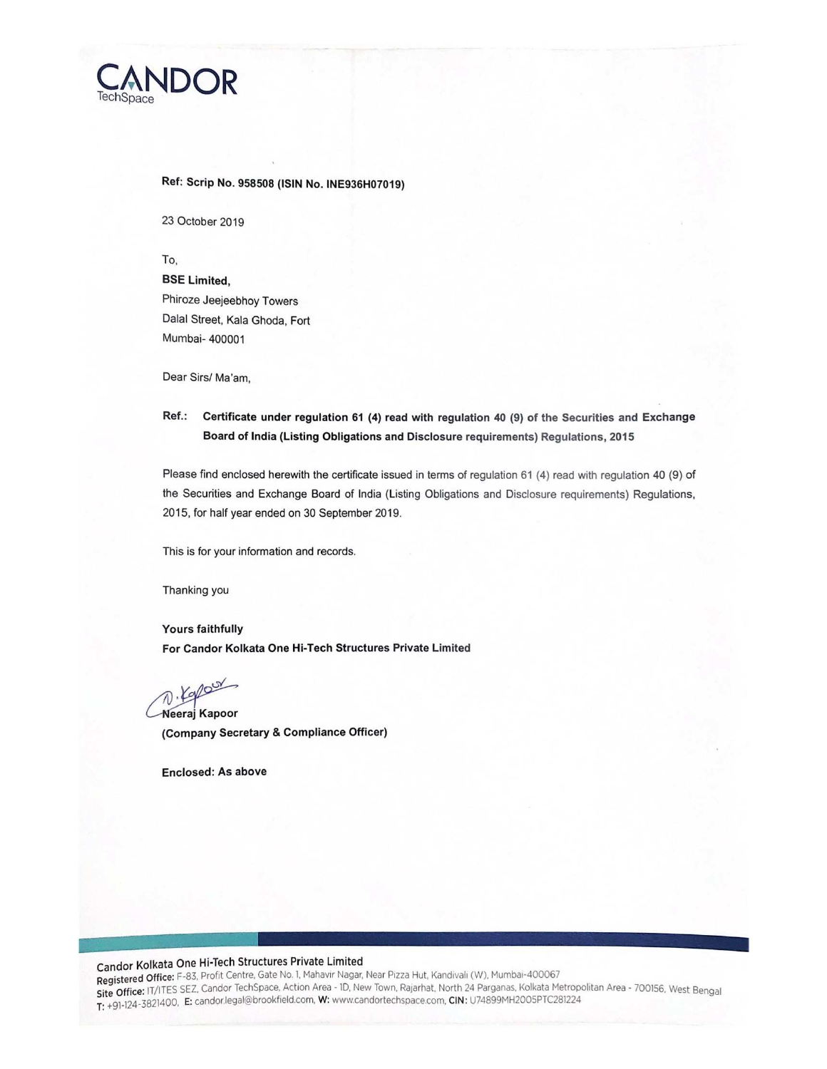**CANDOR**
TechSpace

**Ref: Scrip No. 958508 (ISIN No. INE936H07019)**

23 October 2019

To,

**BSE Limited,**
Phiroze Jeejeebhoy Towers
Dalal Street, Kala Ghoda, Fort
Mumbai- 400001

Dear Sirs/ Ma'am,

**Ref.: Certificate under regulation 61 (4) read with regulation 40 (9) of the Securities and Exchange Board of India (Listing Obligations and Disclosure requirements) Regulations, 2015**

Please find enclosed herewith the certificate issued in terms of regulation 61 (4) read with regulation 40 (9) of the Securities and Exchange Board of India (Listing Obligations and Disclosure requirements) Regulations, 2015, for half year ended on 30 September 2019.

This is for your information and records.

Thanking you

**Yours faithfully**
**For Candor Kolkata One Hi-Tech Structures Private Limited**

N. Kapoor

**Neeraj Kapoor**
**(Company Secretary & Compliance Officer)**

**Enclosed: As above**

Candor Kolkata One Hi-Tech Structures Private Limited
**Registered Office:** F-83, Profit Centre, Gate No. 1, Mahavir Nagar, Near Pizza Hut, Kandivali (W), Mumbai-400067
**Site Office:** IT/ITES SEZ, Candor TechSpace, Action Area - 1D, New Town, Rajarhat, North 24 Parganas, Kolkata Metropolitan Area - 700156, West Bengal
**T:** +91-124-3821400, **E:** candor.legal@brookfield.com, **W:** www.candortechspace.com, **CIN:** U74899MH2005PTC281224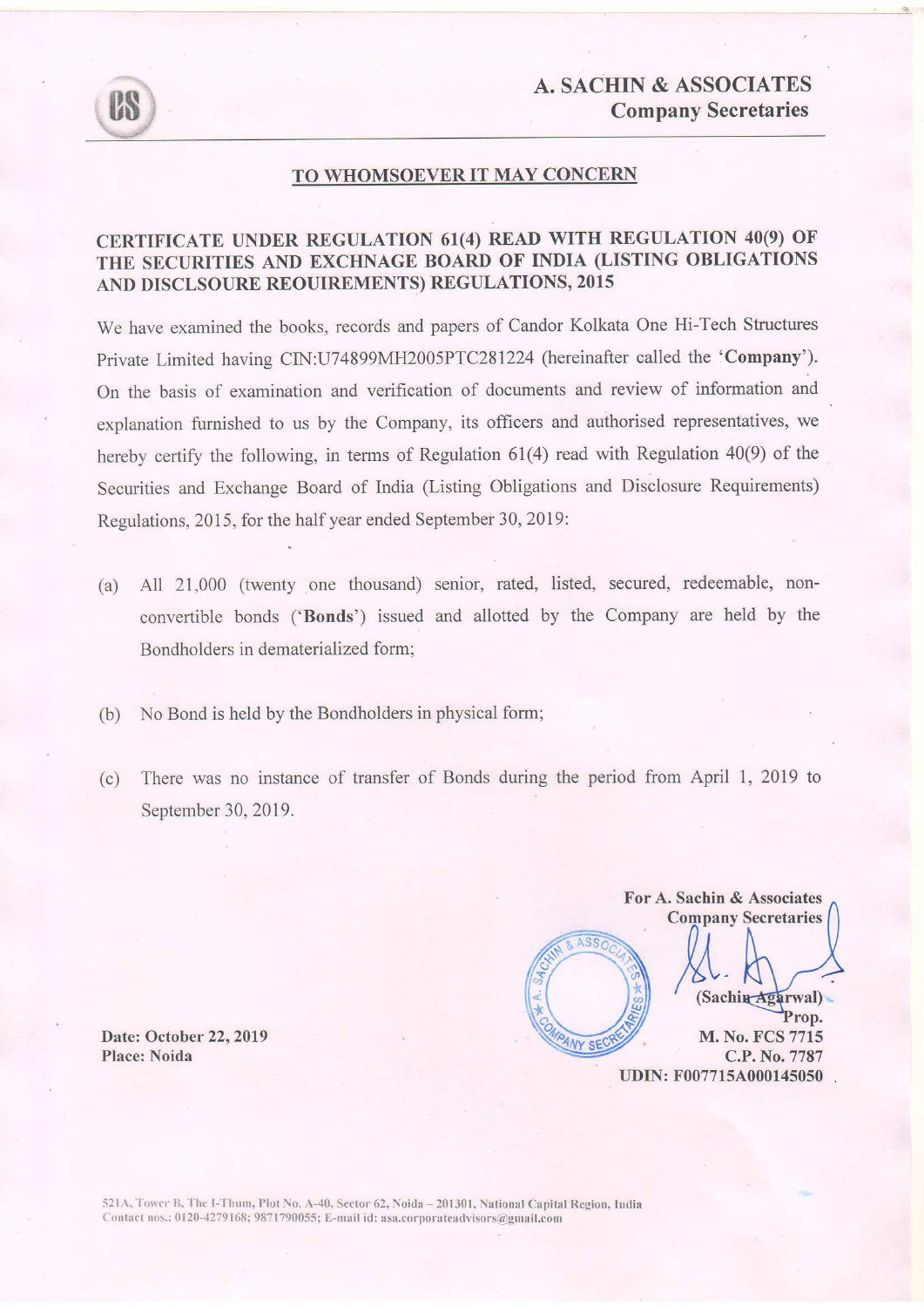**A. SACHIN & ASSOCIATES**
**Company Secretaries**

**TO WHOMSOEVER IT MAY CONCERN**

**CERTIFICATE UNDER REGULATION 61(4) READ WITH REGULATION 40(9) OF THE SECURITIES AND EXCHNAGE BOARD OF INDIA (LISTING OBLIGATIONS AND DISCLSOURE REOUIREMENTS) REGULATIONS, 2015**

We have examined the books, records and papers of Candor Kolkata One Hi-Tech Structures Private Limited having CIN:U74899MH2005PTC281224 (hereinafter called the '**Company**'). On the basis of examination and verification of documents and review of information and explanation furnished to us by the Company, its officers and authorised representatives, we hereby certify the following, in terms of Regulation 61(4) read with Regulation 40(9) of the Securities and Exchange Board of India (Listing Obligations and Disclosure Requirements) Regulations, 2015, for the half year ended September 30, 2019:

(a) All 21,000 (twenty one thousand) senior, rated, listed, secured, redeemable, non-convertible bonds ('**Bonds**') issued and allotted by the Company are held by the Bondholders in dematerialized form;

(b) No Bond is held by the Bondholders in physical form;

(c) There was no instance of transfer of Bonds during the period from April 1, 2019 to September 30, 2019.

**For A. Sachin & Associates**
**Company Secretaries**

**(Sachin Agarwal)**
**Prop.**
**M. No. FCS 7715**
**C.P. No. 7787**
**UDIN: F007715A000145050**

**Date: October 22, 2019**
**Place: Noida**

521A, Tower B, The I-Thum, Plot No. A-40, Sector 62, Noida – 201301, National Capital Region, India
Contact nos.: 0120-4279168; 9871790055; E-mail id: asa.corporateadvisors@gmail.com